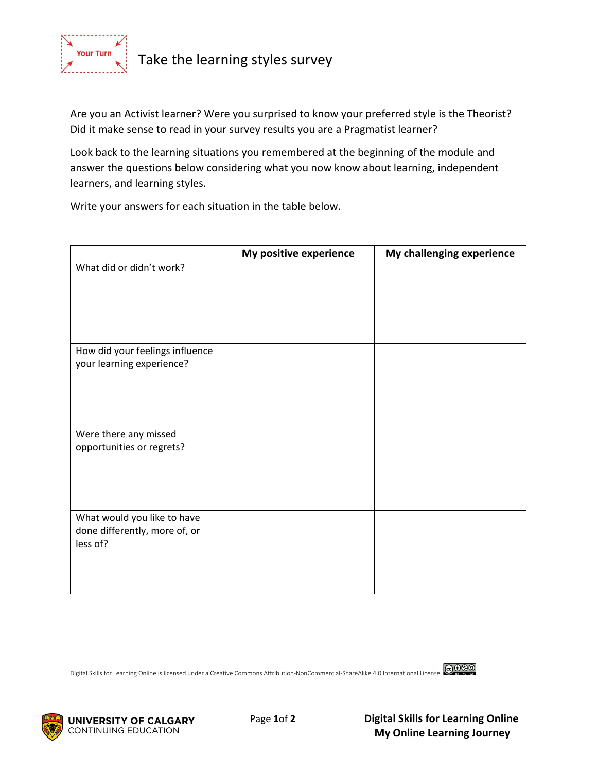Your Turn

# Take the learning styles survey

Are you an Activist learner? Were you surprised to know your preferred style is the Theorist? Did it make sense to read in your survey results you are a Pragmatist learner?

Look back to the learning situations you remembered at the beginning of the module and answer the questions below considering what you now know about learning, independent learners, and learning styles.

Write your answers for each situation in the table below.

| | **My positive experience** | **My challenging experience** |
|---|---|---|
| What did or didn't work? | | |
| How did your feelings influence your learning experience? | | |
| Were there any missed opportunities or regrets? | | |
| What would you like to have done differently, more of, or less of? | | |

Digital Skills for Learning Online is licensed under a Creative Commons Attribution-NonCommercial-ShareAlike 4.0 International License.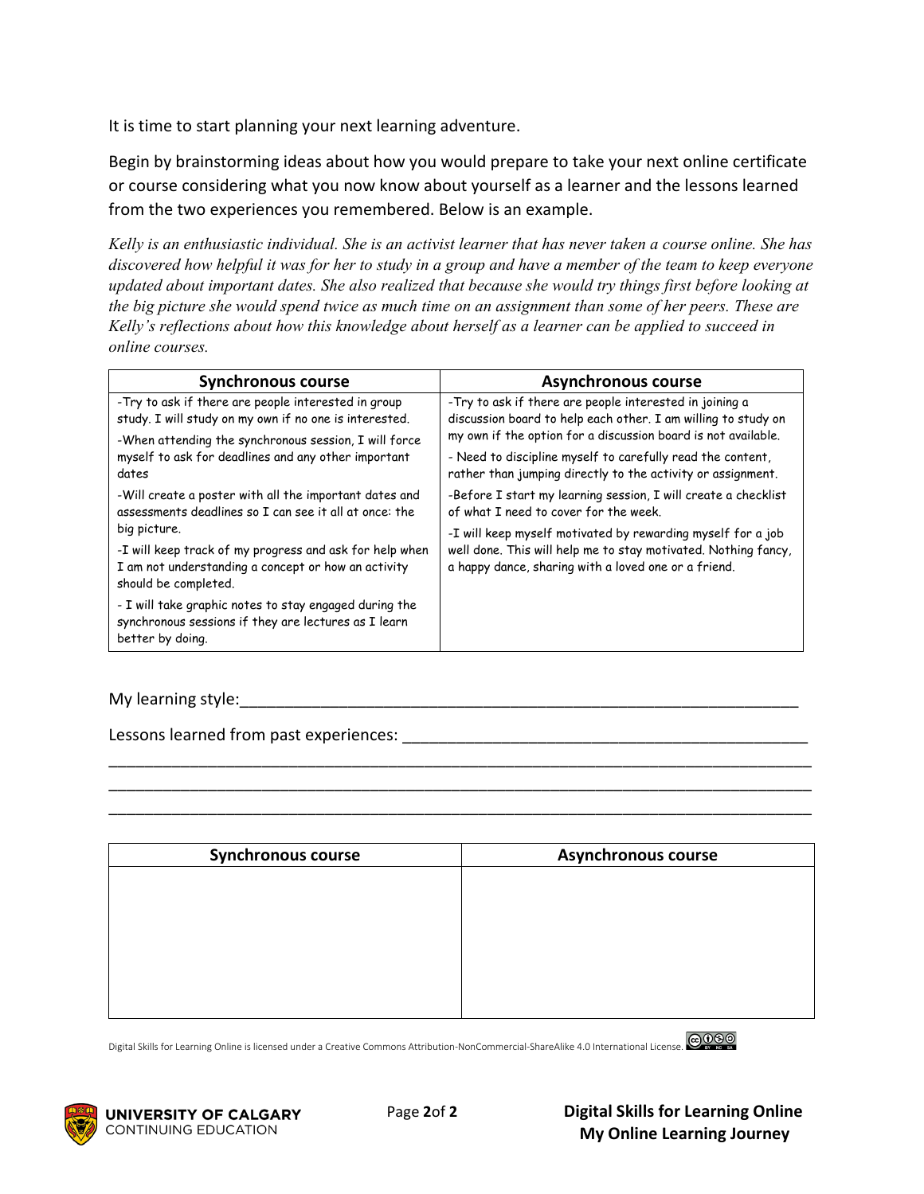It is time to start planning your next learning adventure.

Begin by brainstorming ideas about how you would prepare to take your next online certificate or course considering what you now know about yourself as a learner and the lessons learned from the two experiences you remembered. Below is an example.

*Kelly is an enthusiastic individual. She is an activist learner that has never taken a course online. She has discovered how helpful it was for her to study in a group and have a member of the team to keep everyone updated about important dates. She also realized that because she would try things first before looking at the big picture she would spend twice as much time on an assignment than some of her peers. These are Kelly's reflections about how this knowledge about herself as a learner can be applied to succeed in online courses.*

| Synchronous course | Asynchronous course |
|---|---|
| -Try to ask if there are people interested in group study. I will study on my own if no one is interested.<br>-When attending the synchronous session, I will force myself to ask for deadlines and any other important dates<br>-Will create a poster with all the important dates and assessments deadlines so I can see it all at once: the big picture.<br>-I will keep track of my progress and ask for help when I am not understanding a concept or how an activity should be completed.<br>- I will take graphic notes to stay engaged during the synchronous sessions if they are lectures as I learn better by doing. | -Try to ask if there are people interested in joining a discussion board to help each other. I am willing to study on my own if the option for a discussion board is not available.<br>- Need to discipline myself to carefully read the content, rather than jumping directly to the activity or assignment.<br>-Before I start my learning session, I will create a checklist of what I need to cover for the week.<br>-I will keep myself motivated by rewarding myself for a job well done. This will help me to stay motivated. Nothing fancy, a happy dance, sharing with a loved one or a friend. |

My learning style:_______________________________________________________________

Lessons learned from past experiences: ____________________________________________

_______________________________________________________________________________

_______________________________________________________________________________

_______________________________________________________________________________

| Synchronous course | Asynchronous course |
|---|---|
| | |

Digital Skills for Learning Online is licensed under a Creative Commons Attribution-NonCommercial-ShareAlike 4.0 International License.